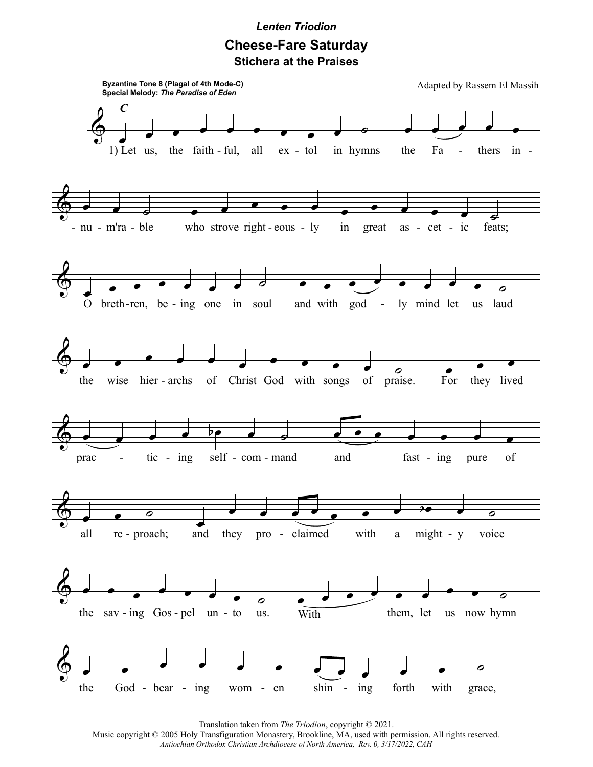*Lenten Triodion*

# Cheese-Fare Saturday

## Stichera at the Praises

**Byzantine Tone 8 (Plagal of 4th Mode-C)**
**Special Melody:** ***The Paradise of Eden***

Adapted by Rassem El Massih

1) Let us, the faith-ful, all ex-tol in hymns the Fa - thers in - nu - m'ra - ble who strove right-eous-ly in great as - cet - ic feats;

O breth-ren, be - ing one in soul and with god - ly mind let us laud the wise hier - archs of Christ God with songs of praise. For they lived prac - tic - ing self - com - mand and fast - ing pure of all re - proach; and they pro - claimed with a might - y voice the sav - ing Gos - pel un - to us. With them, let us now hymn the God - bear - ing wom - en shin - ing forth with grace,

Translation taken from *The Triodion*, copyright © 2021.
Music copyright © 2005 Holy Transfiguration Monastery, Brookline, MA, used with permission. All rights reserved.
*Antiochian Orthodox Christian Archdiocese of North America, Rev. 0, 3/17/2022, CAH*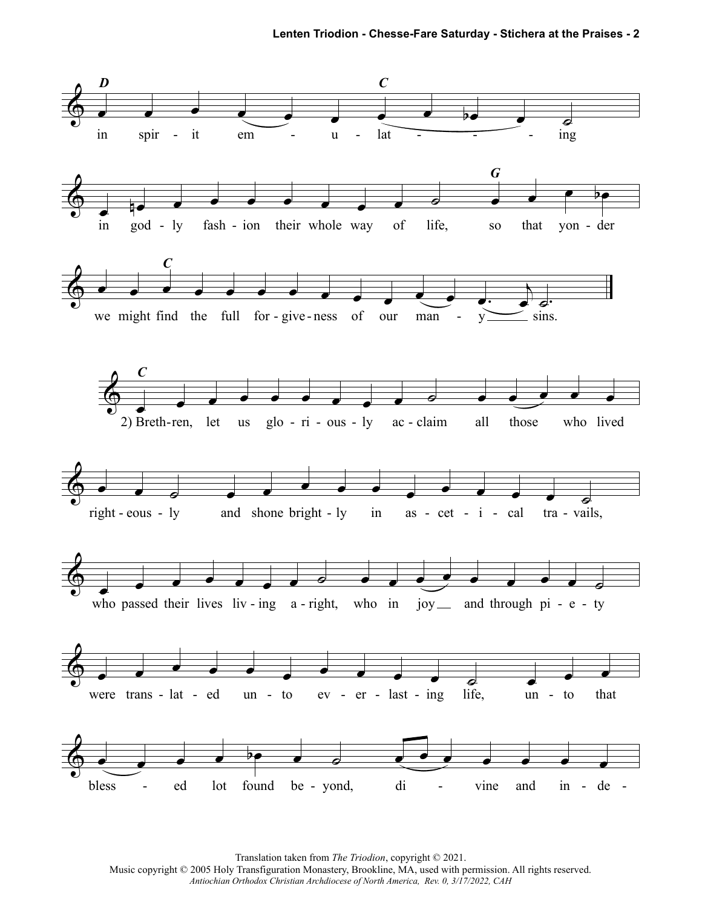**D** in spir - it em - u - lat - - - ing **C**

in god - ly fash - ion their whole way of life, so that yon - der **G**

we might find the full for - give - ness of our man - y sins. **C**

**C** 2) Breth - ren, let us glo - ri - ous - ly ac - claim all those who lived

right - eous - ly and shone bright - ly in as - cet - i - cal tra - vails,

who passed their lives liv - ing a - right, who in joy and through pi - e - ty

were trans - lat - ed un - to ev - er - last - ing life, un - to that

bless - ed lot found be - yond, di - vine and in - de -

Translation taken from *The Triodion*, copyright © 2021.
Music copyright © 2005 Holy Transfiguration Monastery, Brookline, MA, used with permission. All rights reserved.
*Antiochian Orthodox Christian Archdiocese of North America, Rev. 0, 3/17/2022, CAH*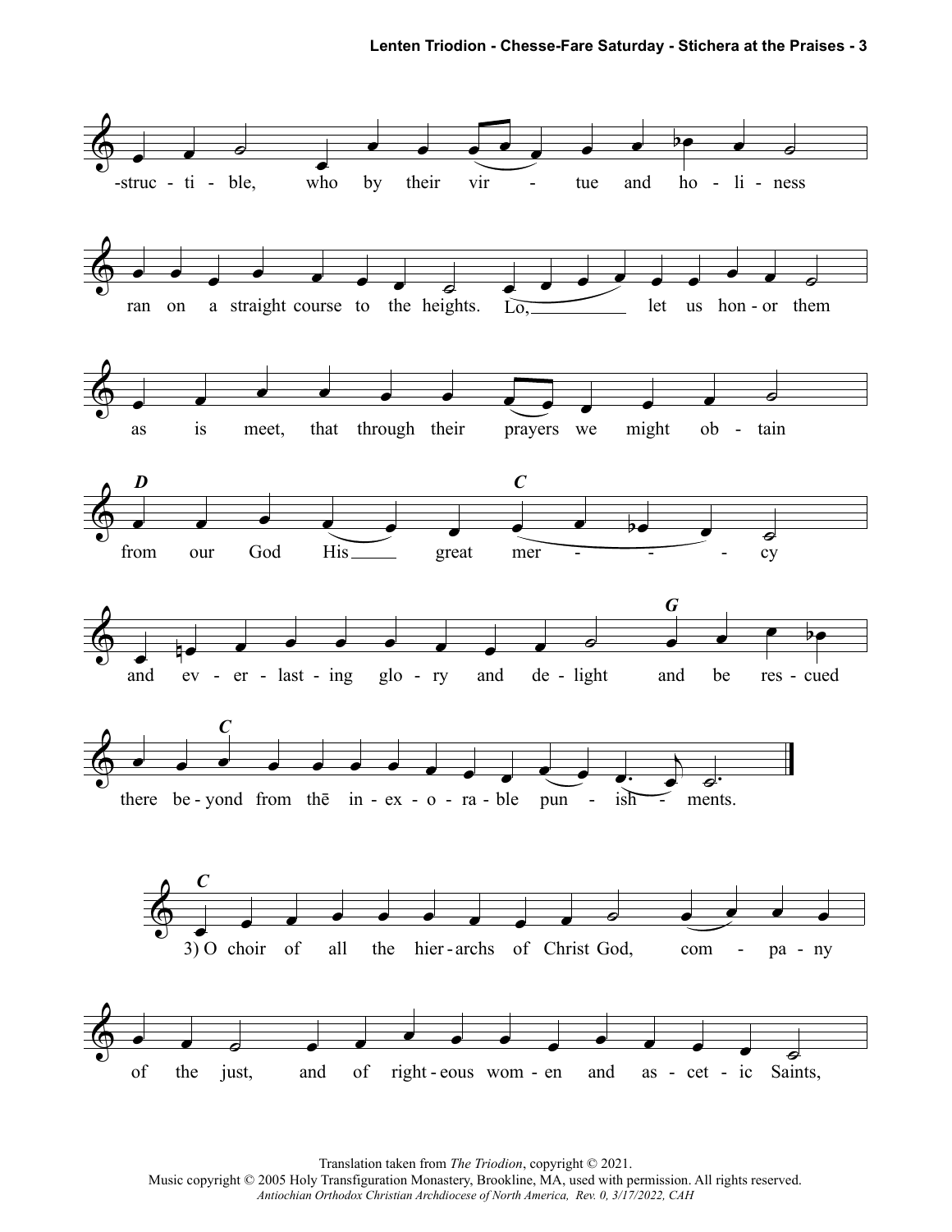-struc - ti - ble, who by their vir - tue and ho - li - ness

ran on a straight course to the heights. Lo, let us hon - or them

as is meet, that through their prayers we might ob - tain

**D** from our God His great **C** mer - - - cy

and ev - er - last - ing glo - ry and de - light **G** and be res - cued

there be - **C** yond from thē in - ex - o - ra - ble pun - ish - ments.

**C** 3) O choir of all the hier - archs of Christ God, com - pa - ny

of the just, and of right - eous wom - en and as - cet - ic Saints,

Translation taken from *The Triodion*, copyright © 2021.
Music copyright © 2005 Holy Transfiguration Monastery, Brookline, MA, used with permission. All rights reserved.
*Antiochian Orthodox Christian Archdiocese of North America, Rev. 0, 3/17/2022, CAH*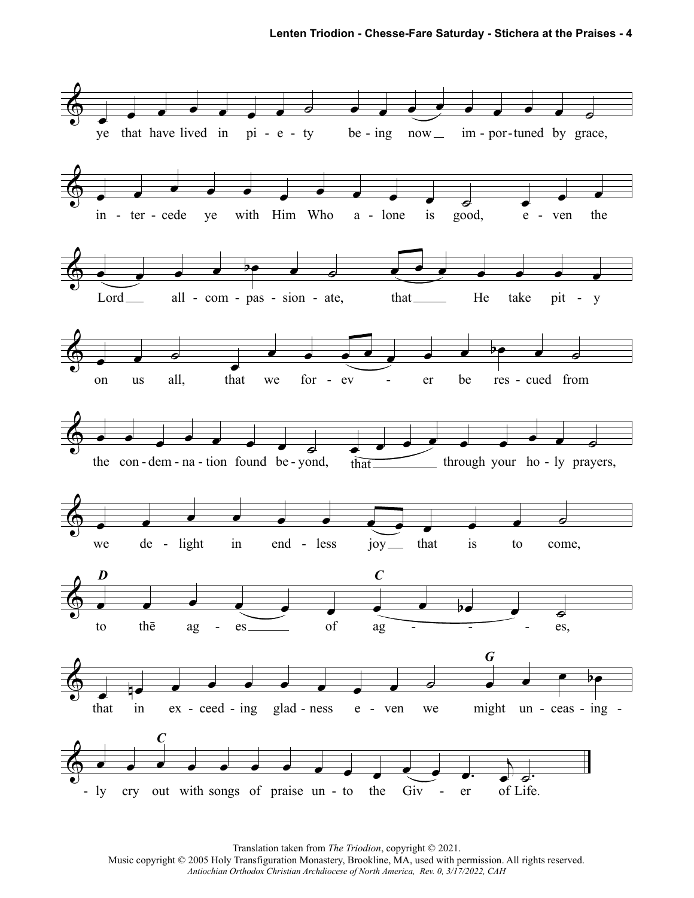ye that have lived in pi - e - ty be - ing now im - por - tuned by grace,

in - ter - cede ye with Him Who a - lone is good, e - ven the

Lord all - com - pas - sion - ate, that He take pit - y

on us all, that we for - ev - er be res - cued from

the con - dem - na - tion found be - yond, that through your ho - ly prayers,

we de - light in end - less joy that is to come,

*D* to thē ag - es of *C* ag - es,

that in ex - ceed - ing glad - ness e - ven we might *G* un - ceas - ing -

- ly cry *C* out with songs of praise un - to the Giv - er of Life.

Translation taken from *The Triodion*, copyright © 2021.
Music copyright © 2005 Holy Transfiguration Monastery, Brookline, MA, used with permission. All rights reserved.
*Antiochian Orthodox Christian Archdiocese of North America, Rev. 0, 3/17/2022, CAH*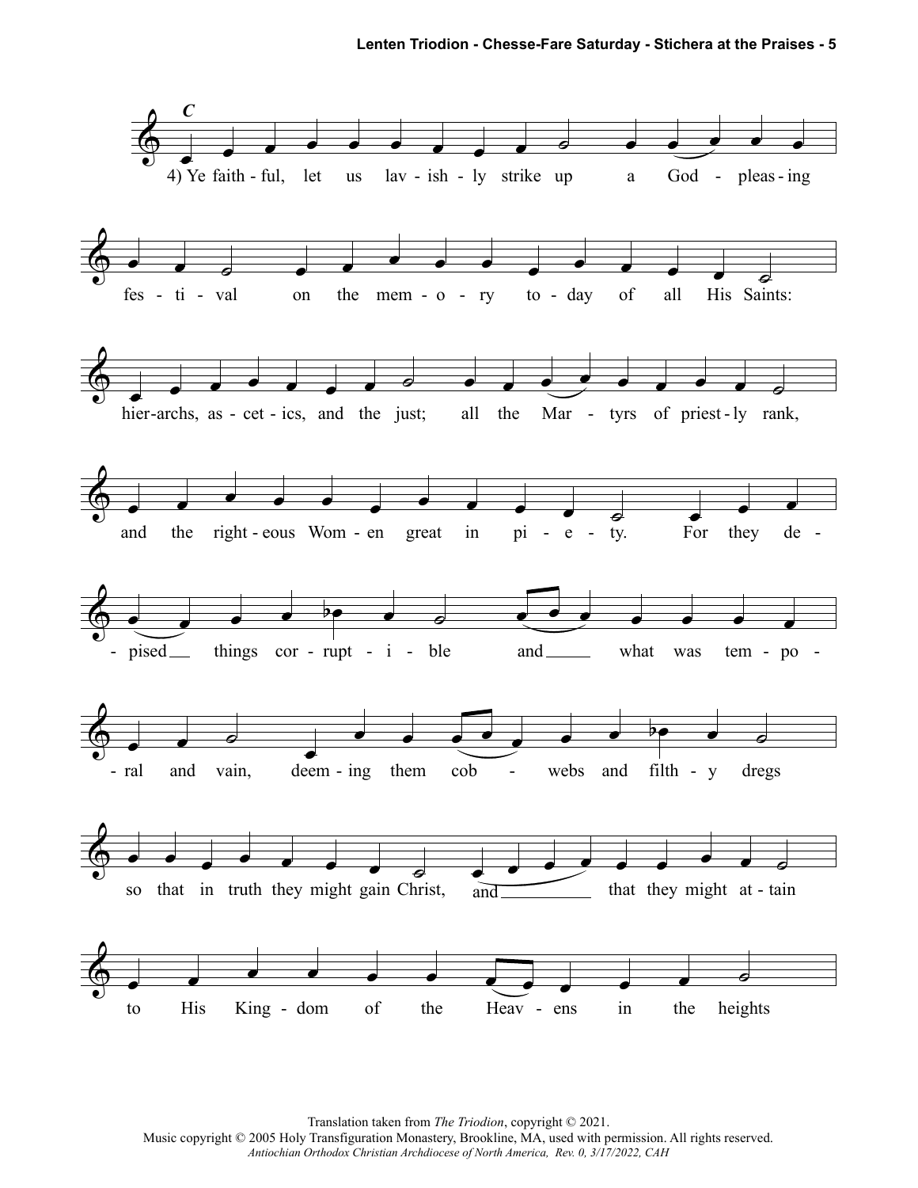**C**

4) Ye faithful, let us lavishly strike up a God-pleasing festival on the memory today of all His Saints: hierarchs, ascetics, and the just; all the Martyrs of priestly rank, and the righteous Women great in piety. For they despised things corruptible and what was temporal and vain, deeming them cobwebs and filthy dregs so that in truth they might gain Christ, and that they might attain to His Kingdom of the Heavens in the heights

Translation taken from *The Triodion*, copyright © 2021.
Music copyright © 2005 Holy Transfiguration Monastery, Brookline, MA, used with permission. All rights reserved.
*Antiochian Orthodox Christian Archdiocese of North America, Rev. 0, 3/17/2022, CAH*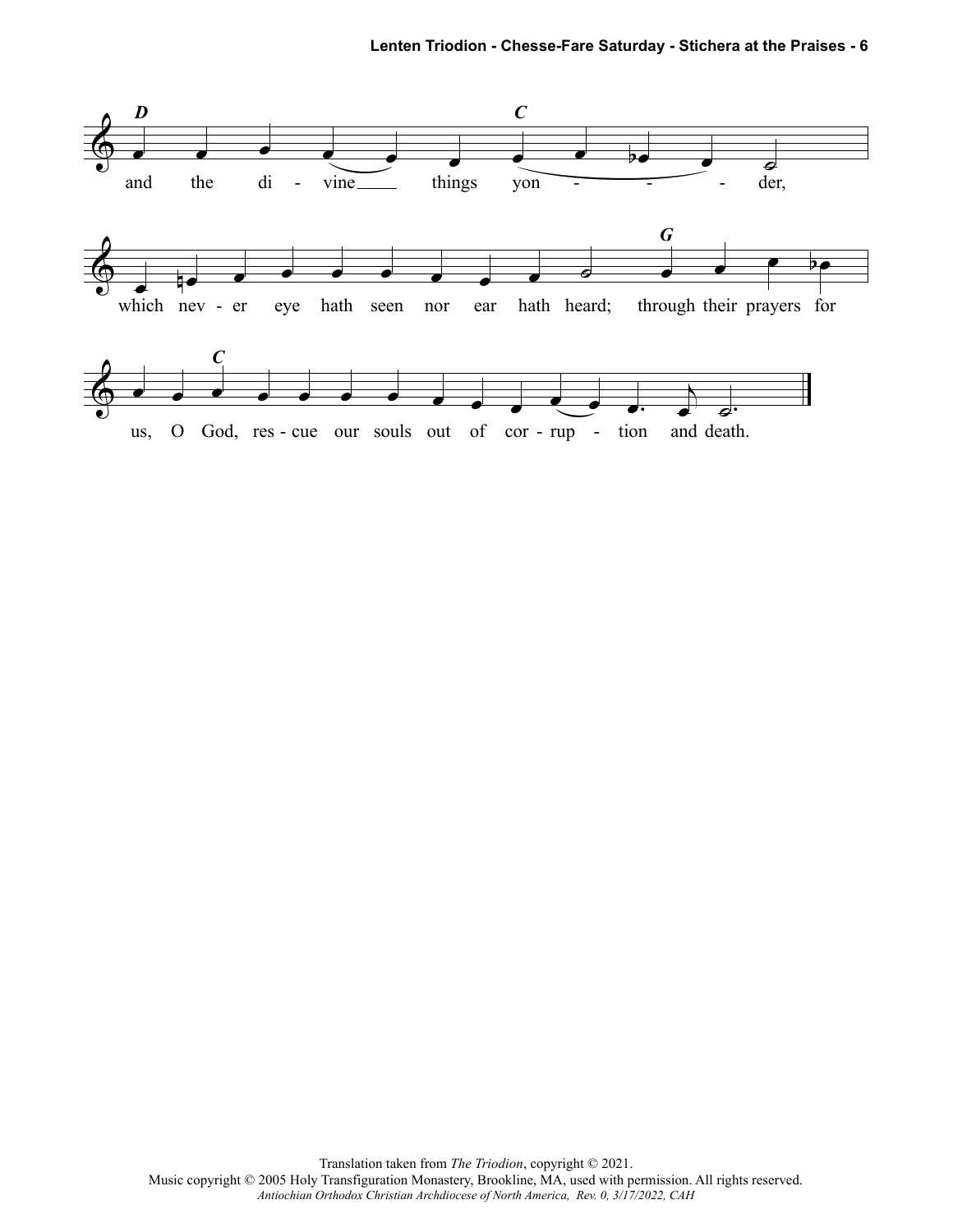D

and the di - vine things yon - - - der,

C

which nev - er eye hath seen nor ear hath heard; through their prayers for

G

us, O God, res - cue our souls out of cor - rup - tion and death.

C

Translation taken from *The Triodion*, copyright © 2021.
Music copyright © 2005 Holy Transfiguration Monastery, Brookline, MA, used with permission. All rights reserved.
*Antiochian Orthodox Christian Archdiocese of North America, Rev. 0, 3/17/2022, CAH*